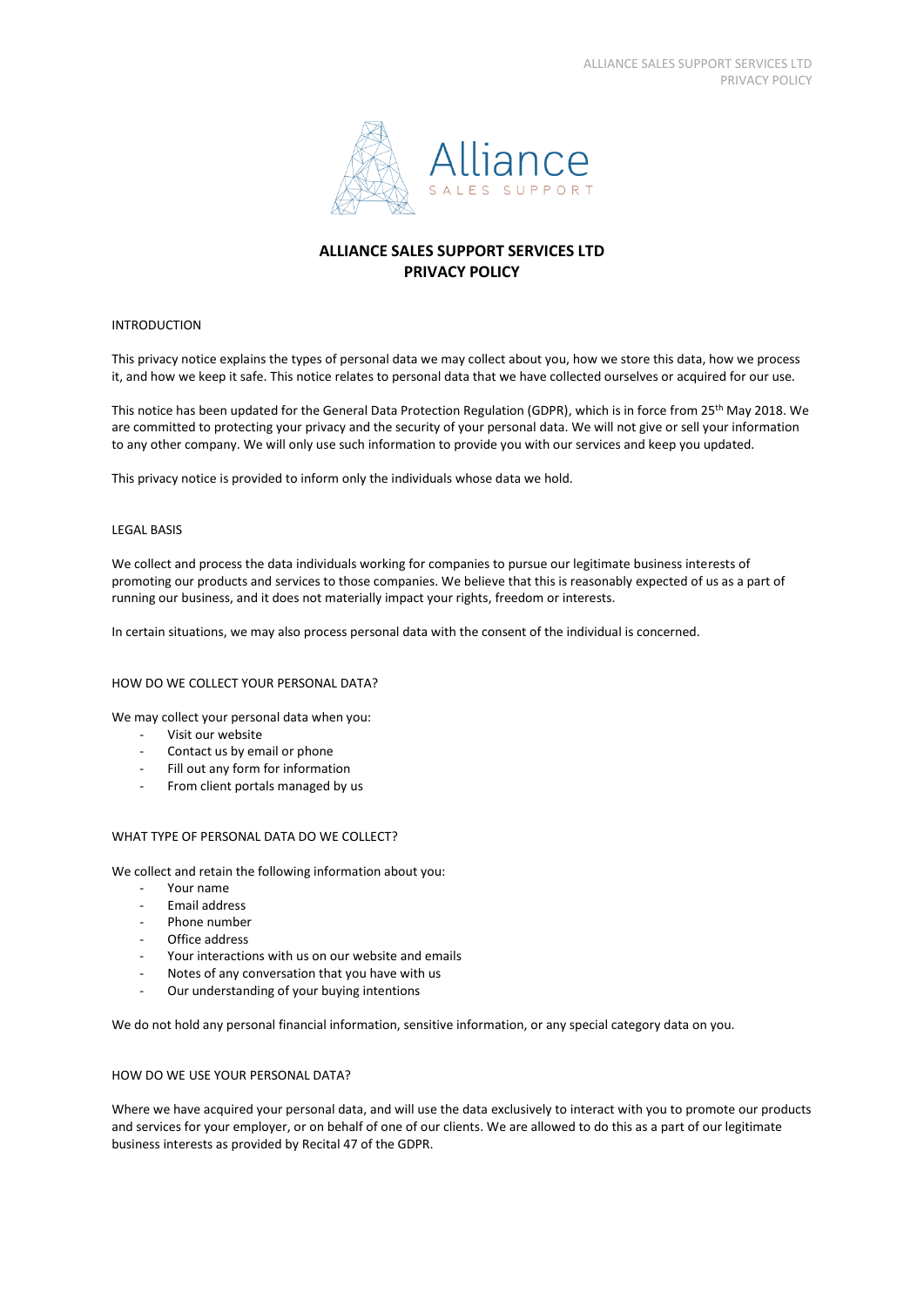# ALLIANCE SALES SUPPORT SERVICES LTD
# PRIVACY POLICY

## INTRODUCTION

This privacy notice explains the types of personal data we may collect about you, how we store this data, how we process it, and how we keep it safe. This notice relates to personal data that we have collected ourselves or acquired for our use.

This notice has been updated for the General Data Protection Regulation (GDPR), which is in force from 25th May 2018. We are committed to protecting your privacy and the security of your personal data. We will not give or sell your information to any other company. We will only use such information to provide you with our services and keep you updated.

This privacy notice is provided to inform only the individuals whose data we hold.

## LEGAL BASIS

We collect and process the data individuals working for companies to pursue our legitimate business interests of promoting our products and services to those companies. We believe that this is reasonably expected of us as a part of running our business, and it does not materially impact your rights, freedom or interests.

In certain situations, we may also process personal data with the consent of the individual is concerned.

## HOW DO WE COLLECT YOUR PERSONAL DATA?

We may collect your personal data when you:

- Visit our website
- Contact us by email or phone
- Fill out any form for information
- From client portals managed by us

## WHAT TYPE OF PERSONAL DATA DO WE COLLECT?

We collect and retain the following information about you:

- Your name
- Email address
- Phone number
- Office address
- Your interactions with us on our website and emails
- Notes of any conversation that you have with us
- Our understanding of your buying intentions

We do not hold any personal financial information, sensitive information, or any special category data on you.

## HOW DO WE USE YOUR PERSONAL DATA?

Where we have acquired your personal data, and will use the data exclusively to interact with you to promote our products and services for your employer, or on behalf of one of our clients. We are allowed to do this as a part of our legitimate business interests as provided by Recital 47 of the GDPR.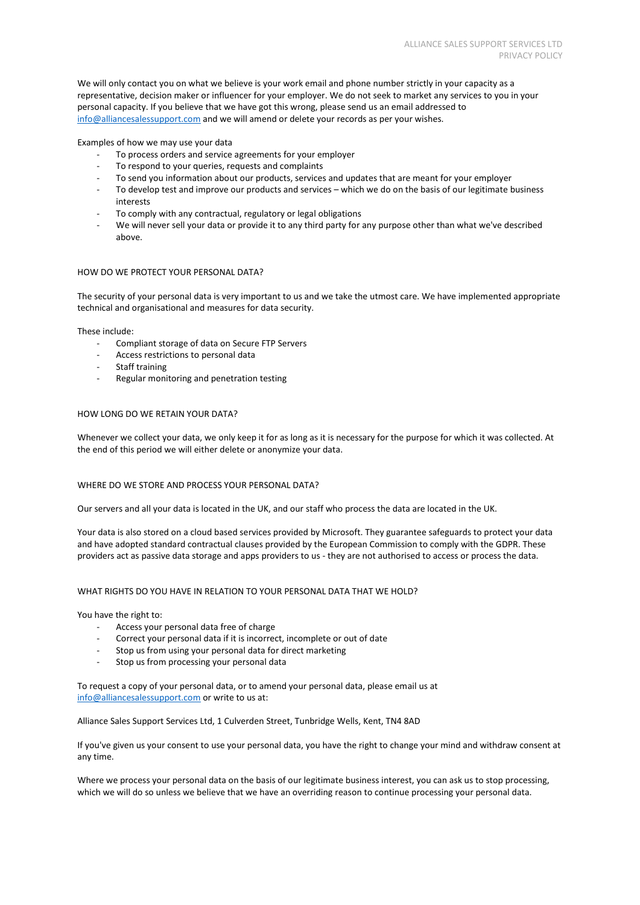We will only contact you on what we believe is your work email and phone number strictly in your capacity as a representative, decision maker or influencer for your employer. We do not seek to market any services to you in your personal capacity. If you believe that we have got this wrong, please send us an email addressed to info@alliancesalessupport.com and we will amend or delete your records as per your wishes.

Examples of how we may use your data

- To process orders and service agreements for your employer
- To respond to your queries, requests and complaints
- To send you information about our products, services and updates that are meant for your employer
- To develop test and improve our products and services – which we do on the basis of our legitimate business interests
- To comply with any contractual, regulatory or legal obligations
- We will never sell your data or provide it to any third party for any purpose other than what we've described above.

## HOW DO WE PROTECT YOUR PERSONAL DATA?

The security of your personal data is very important to us and we take the utmost care. We have implemented appropriate technical and organisational and measures for data security.

These include:

- Compliant storage of data on Secure FTP Servers
- Access restrictions to personal data
- Staff training
- Regular monitoring and penetration testing

## HOW LONG DO WE RETAIN YOUR DATA?

Whenever we collect your data, we only keep it for as long as it is necessary for the purpose for which it was collected. At the end of this period we will either delete or anonymize your data.

## WHERE DO WE STORE AND PROCESS YOUR PERSONAL DATA?

Our servers and all your data is located in the UK, and our staff who process the data are located in the UK.

Your data is also stored on a cloud based services provided by Microsoft. They guarantee safeguards to protect your data and have adopted standard contractual clauses provided by the European Commission to comply with the GDPR. These providers act as passive data storage and apps providers to us - they are not authorised to access or process the data.

## WHAT RIGHTS DO YOU HAVE IN RELATION TO YOUR PERSONAL DATA THAT WE HOLD?

You have the right to:

- Access your personal data free of charge
- Correct your personal data if it is incorrect, incomplete or out of date
- Stop us from using your personal data for direct marketing
- Stop us from processing your personal data

To request a copy of your personal data, or to amend your personal data, please email us at info@alliancesalessupport.com or write to us at:

Alliance Sales Support Services Ltd, 1 Culverden Street, Tunbridge Wells, Kent, TN4 8AD

If you've given us your consent to use your personal data, you have the right to change your mind and withdraw consent at any time.

Where we process your personal data on the basis of our legitimate business interest, you can ask us to stop processing, which we will do so unless we believe that we have an overriding reason to continue processing your personal data.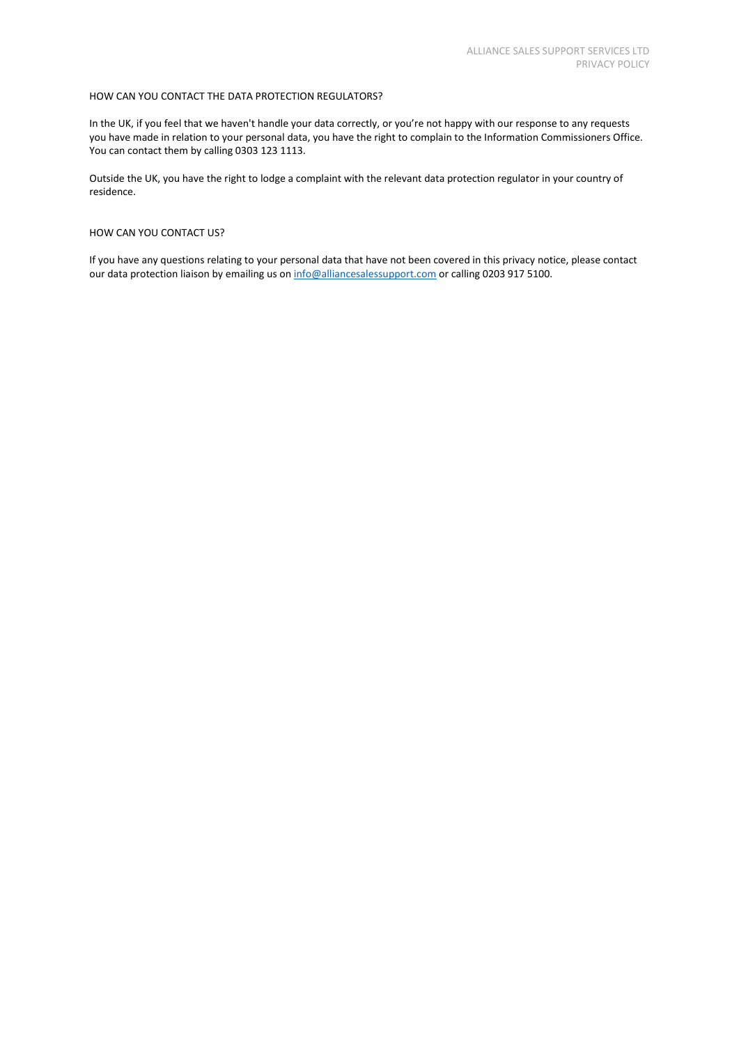## HOW CAN YOU CONTACT THE DATA PROTECTION REGULATORS?

In the UK, if you feel that we haven't handle your data correctly, or you're not happy with our response to any requests you have made in relation to your personal data, you have the right to complain to the Information Commissioners Office. You can contact them by calling 0303 123 1113.

Outside the UK, you have the right to lodge a complaint with the relevant data protection regulator in your country of residence.

## HOW CAN YOU CONTACT US?

If you have any questions relating to your personal data that have not been covered in this privacy notice, please contact our data protection liaison by emailing us on info@alliancesalessupport.com or calling 0203 917 5100.